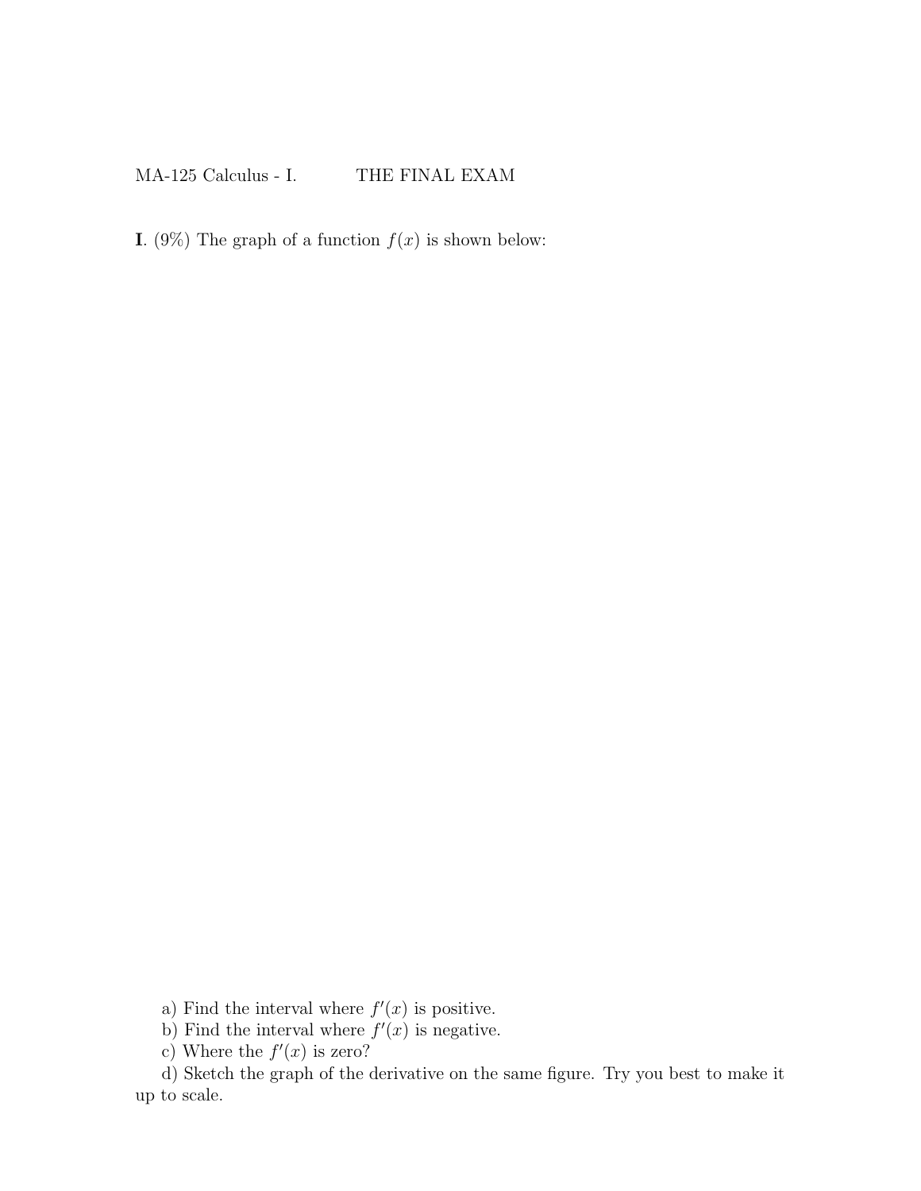MA-125 Calculus - I. THE FINAL EXAM

**I**. (9%) The graph of a function $f(x)$ is shown below:

a) Find the interval where $f'(x)$ is positive.

b) Find the interval where $f'(x)$ is negative.

c) Where the $f'(x)$ is zero?

d) Sketch the graph of the derivative on the same figure. Try you best to make it up to scale.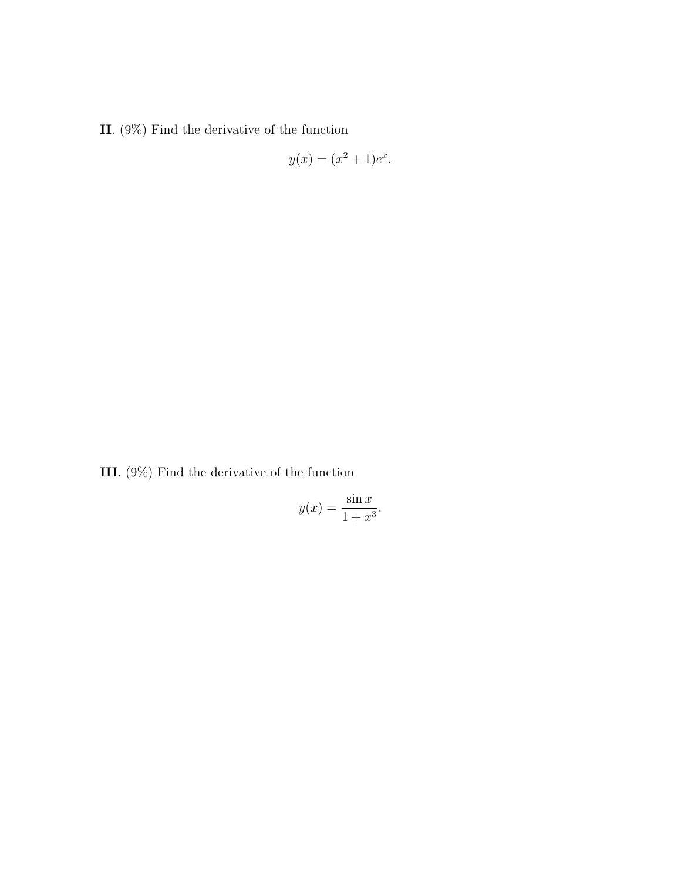**II**. (9%) Find the derivative of the function

$$y(x) = (x^2 + 1)e^x.$$

**III**. (9%) Find the derivative of the function

$$y(x) = \frac{\sin x}{1 + x^3}.$$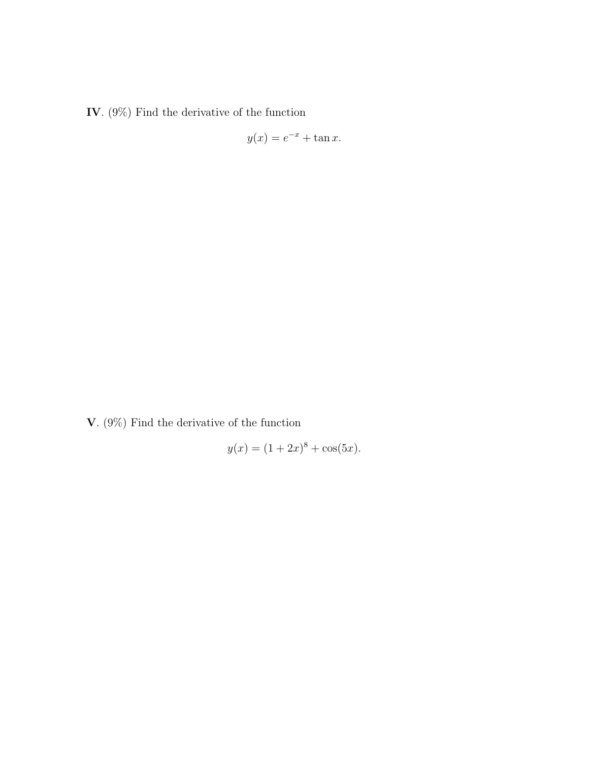**IV**. (9%) Find the derivative of the function

$$y(x) = e^{-x} + \tan x.$$

**V**. (9%) Find the derivative of the function

$$y(x) = (1 + 2x)^8 + \cos(5x).$$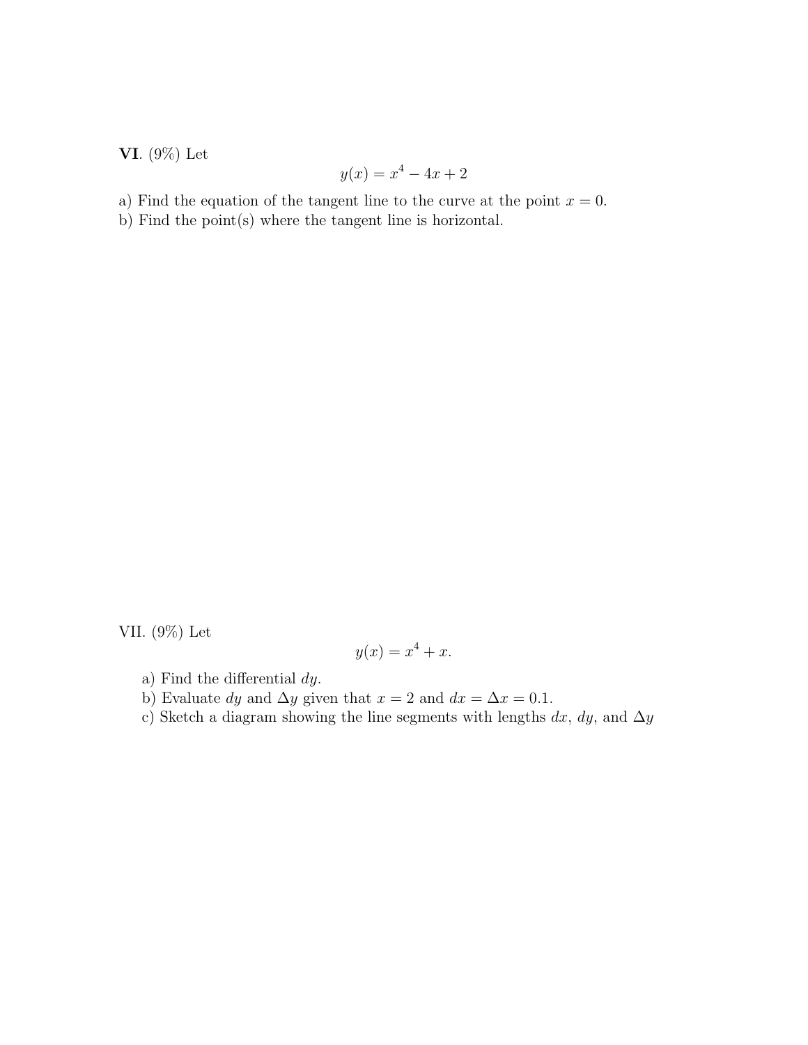**VI**. (9%) Let

$$y(x) = x^4 - 4x + 2$$

a) Find the equation of the tangent line to the curve at the point $x = 0$.
b) Find the point(s) where the tangent line is horizontal.

VII. (9%) Let

$$y(x) = x^4 + x.$$

a) Find the differential $dy$.
b) Evaluate $dy$ and $\Delta y$ given that $x = 2$ and $dx = \Delta x = 0.1$.
c) Sketch a diagram showing the line segments with lengths $dx$, $dy$, and $\Delta y$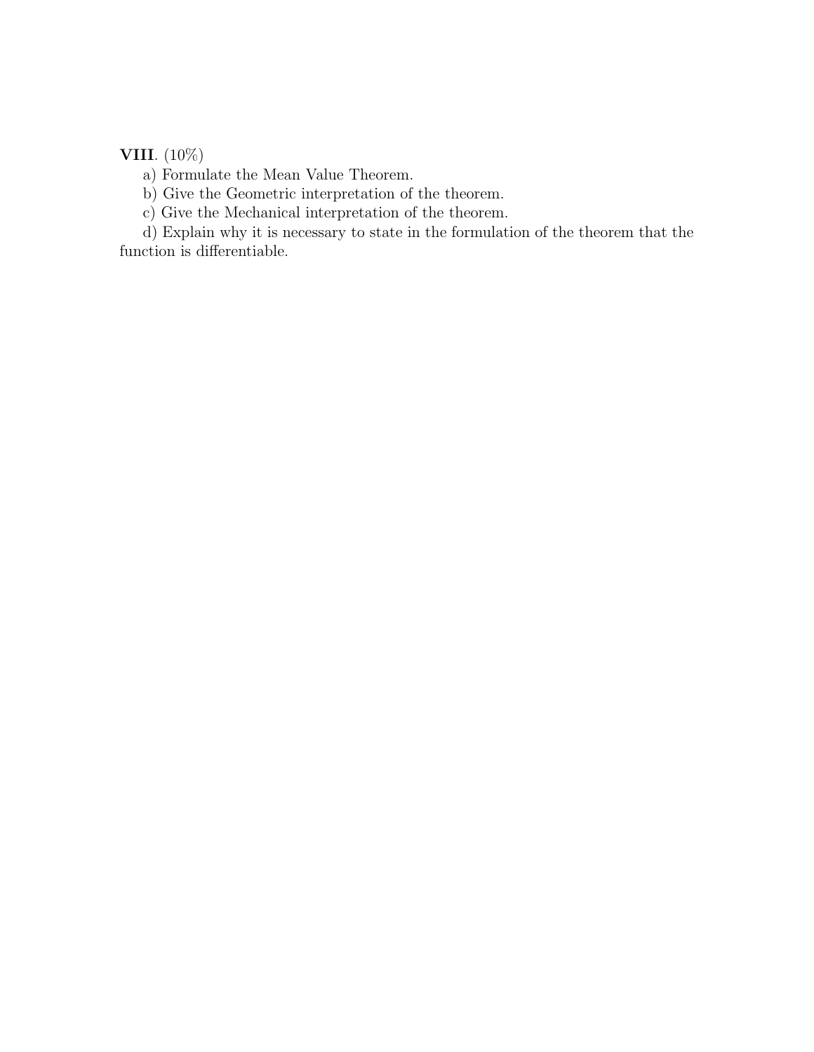**VIII**. (10%)

a) Formulate the Mean Value Theorem.

b) Give the Geometric interpretation of the theorem.

c) Give the Mechanical interpretation of the theorem.

d) Explain why it is necessary to state in the formulation of the theorem that the function is differentiable.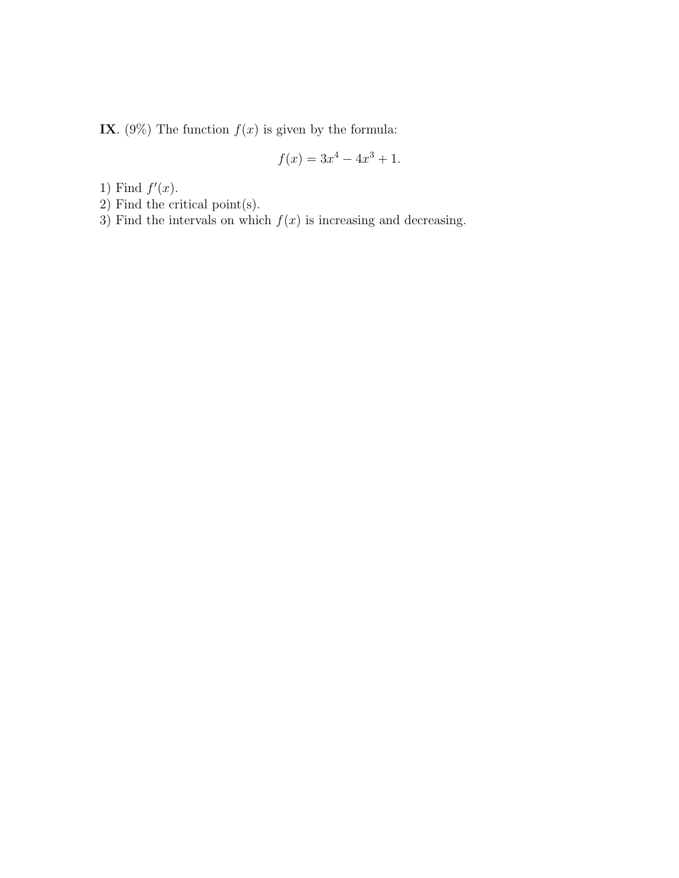**IX**. (9%) The function $f(x)$ is given by the formula:

$$f(x) = 3x^4 - 4x^3 + 1.$$

1) Find $f'(x)$.
2) Find the critical point(s).
3) Find the intervals on which $f(x)$ is increasing and decreasing.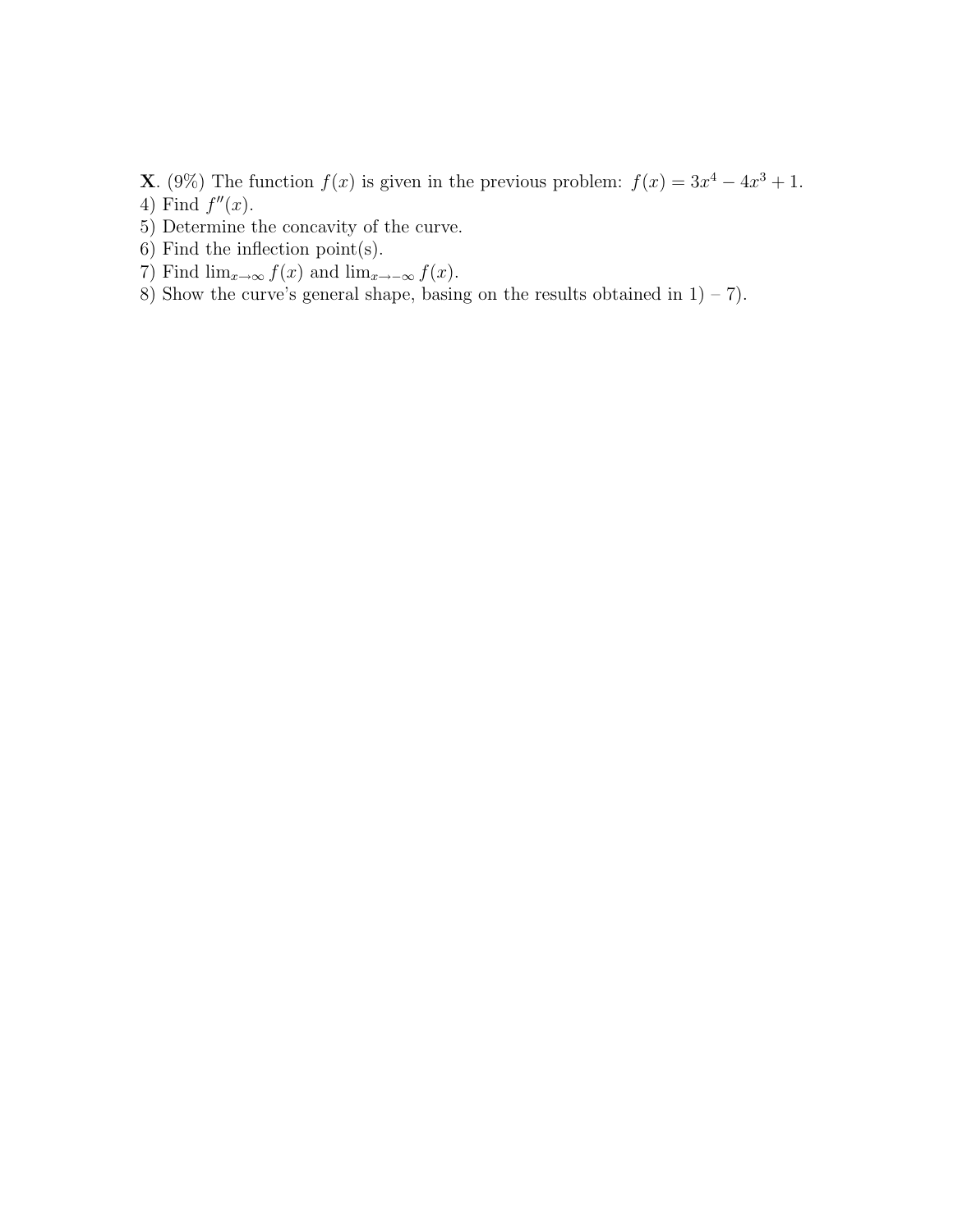**X**. (9%) The function $f(x)$ is given in the previous problem: $f(x) = 3x^4 - 4x^3 + 1$.

4) Find $f''(x)$.

5) Determine the concavity of the curve.

6) Find the inflection point(s).

7) Find $\lim_{x\to\infty} f(x)$ and $\lim_{x\to-\infty} f(x)$.

8) Show the curve's general shape, basing on the results obtained in 1) – 7).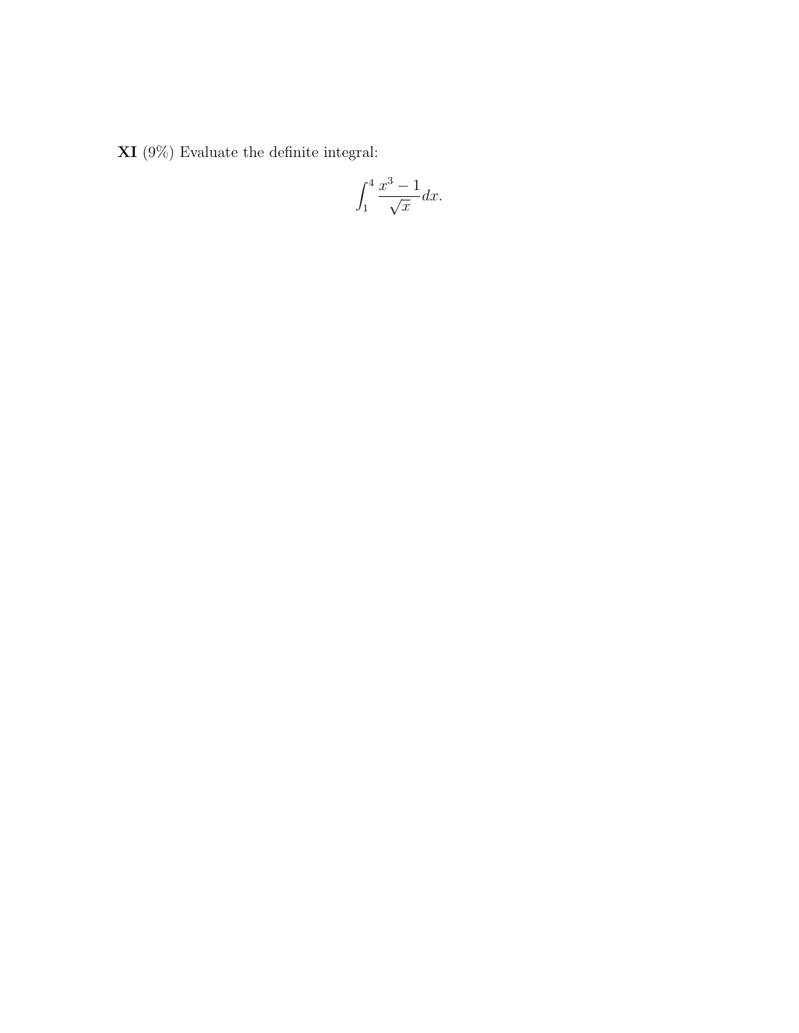**XI** (9%) Evaluate the definite integral:

$$\int_1^4 \frac{x^3 - 1}{\sqrt{x}} dx.$$